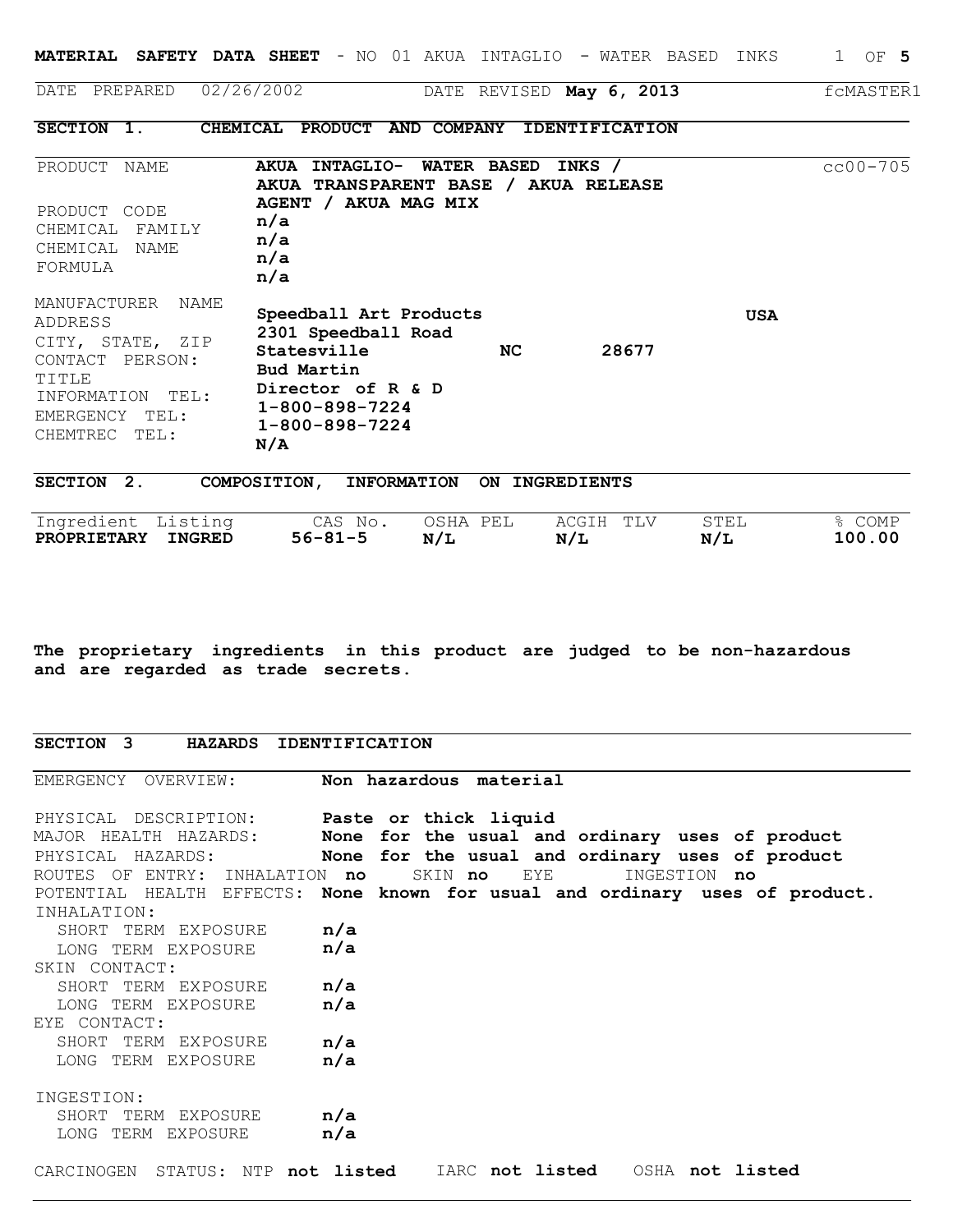# MATERIAL SAFETY DATA SHEET - NO 01 AKUA INTAGLIO - WATER BASED INKS

DATE PREPARED 02/26/2002 DATE REVISED **May 6, 2013** fcMASTER1

## SECTION 1. CHEMICAL PRODUCT AND COMPANY IDENTIFICATION

cc00-705

| | |
|---|---|
| PRODUCT NAME | **AKUA INTAGLIO- WATER BASED INKS / AKUA TRANSPARENT BASE / AKUA RELEASE AGENT / AKUA MAG MIX** |
| PRODUCT CODE | **n/a** |
| CHEMICAL FAMILY | **n/a** |
| CHEMICAL NAME | **n/a** |
| FORMULA | **n/a** |
| MANUFACTURER NAME | **Speedball Art Products** **USA** |
| ADDRESS | **2301 Speedball Road** |
| CITY, STATE, ZIP | **Statesville NC 28677** |
| CONTACT PERSON: | **Bud Martin** |
| TITLE | **Director of R & D** |
| INFORMATION TEL: | **1-800-898-7224** |
| EMERGENCY TEL: | **1-800-898-7224** |
| CHEMTREC TEL: | **N/A** |

## SECTION 2. COMPOSITION, INFORMATION ON INGREDIENTS

| Ingredient Listing | CAS No. | OSHA PEL | ACGIH TLV | STEL | % COMP |
|---|---|---|---|---|---|
| **PROPRIETARY INGRED** | **56-81-5** | **N/L** | **N/L** | **N/L** | **100.00** |

**The proprietary ingredients in this product are judged to be non-hazardous and are regarded as trade secrets.**

## SECTION 3 HAZARDS IDENTIFICATION

EMERGENCY OVERVIEW: **Non hazardous material**

PHYSICAL DESCRIPTION: **Paste or thick liquid**
MAJOR HEALTH HAZARDS: **None for the usual and ordinary uses of product**
PHYSICAL HAZARDS: **None for the usual and ordinary uses of product**
ROUTES OF ENTRY: INHALATION **no** SKIN **no** EYE INGESTION **no**
POTENTIAL HEALTH EFFECTS: **None known for usual and ordinary uses of product.**

INHALATION:
- SHORT TERM EXPOSURE **n/a**
- LONG TERM EXPOSURE **n/a**

SKIN CONTACT:
- SHORT TERM EXPOSURE **n/a**
- LONG TERM EXPOSURE **n/a**

EYE CONTACT:
- SHORT TERM EXPOSURE **n/a**
- LONG TERM EXPOSURE **n/a**

INGESTION:
- SHORT TERM EXPOSURE **n/a**
- LONG TERM EXPOSURE **n/a**

CARCINOGEN STATUS: NTP **not listed** IARC **not listed** OSHA **not listed**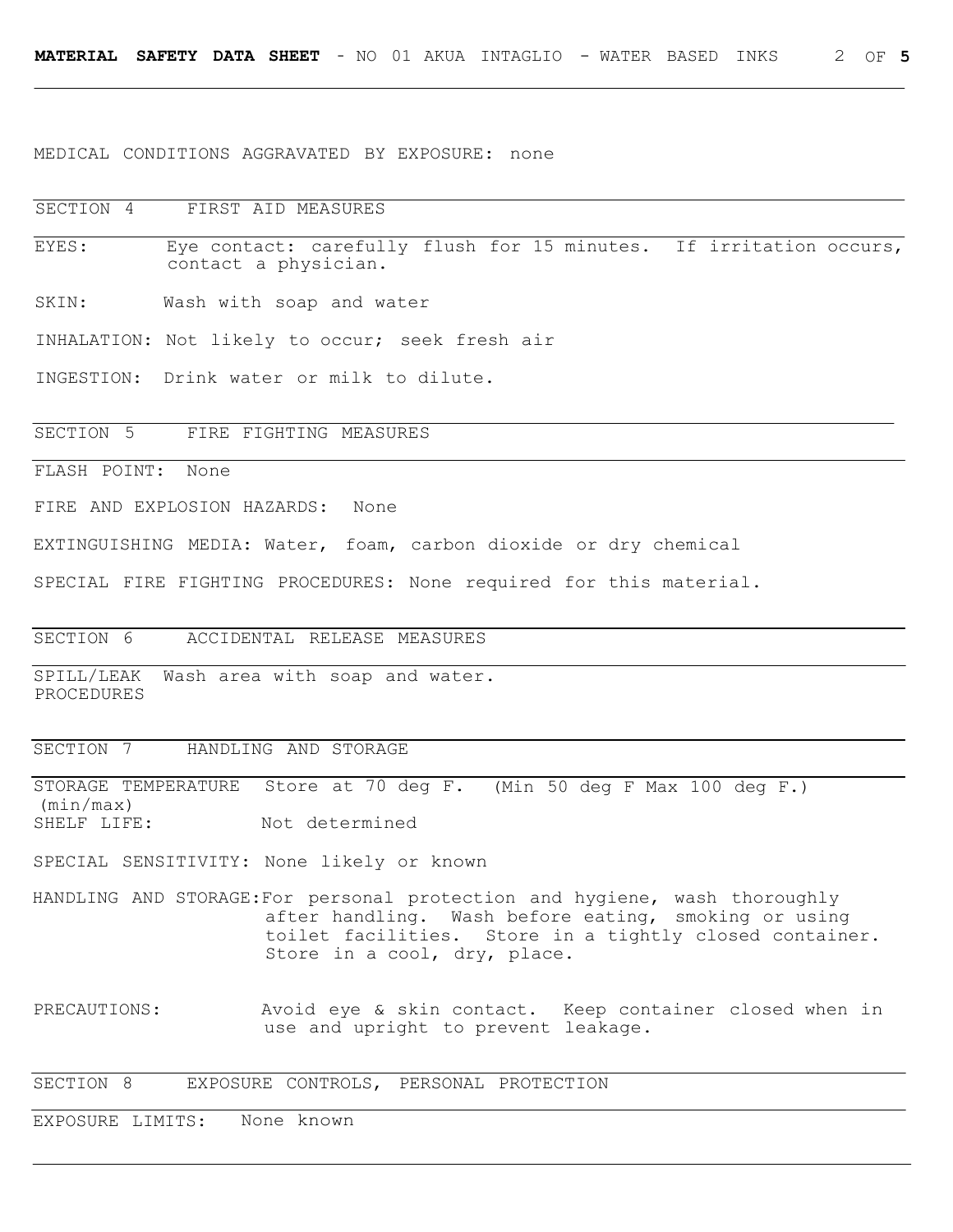MEDICAL CONDITIONS AGGRAVATED BY EXPOSURE: none

## SECTION 4 FIRST AID MEASURES

EYES: Eye contact: carefully flush for 15 minutes. If irritation occurs, contact a physician.

SKIN: Wash with soap and water

INHALATION: Not likely to occur; seek fresh air

INGESTION: Drink water or milk to dilute.

## SECTION 5 FIRE FIGHTING MEASURES

FLASH POINT: None

FIRE AND EXPLOSION HAZARDS: None

EXTINGUISHING MEDIA: Water, foam, carbon dioxide or dry chemical

SPECIAL FIRE FIGHTING PROCEDURES: None required for this material.

## SECTION 6 ACCIDENTAL RELEASE MEASURES

SPILL/LEAK PROCEDURES: Wash area with soap and water.

## SECTION 7 HANDLING AND STORAGE

STORAGE TEMPERATURE (min/max): Store at 70 deg F. (Min 50 deg F Max 100 deg F.)

SHELF LIFE: Not determined

SPECIAL SENSITIVITY: None likely or known

HANDLING AND STORAGE: For personal protection and hygiene, wash thoroughly after handling. Wash before eating, smoking or using toilet facilities. Store in a tightly closed container. Store in a cool, dry, place.

PRECAUTIONS: Avoid eye & skin contact. Keep container closed when in use and upright to prevent leakage.

## SECTION 8 EXPOSURE CONTROLS, PERSONAL PROTECTION

EXPOSURE LIMITS: None known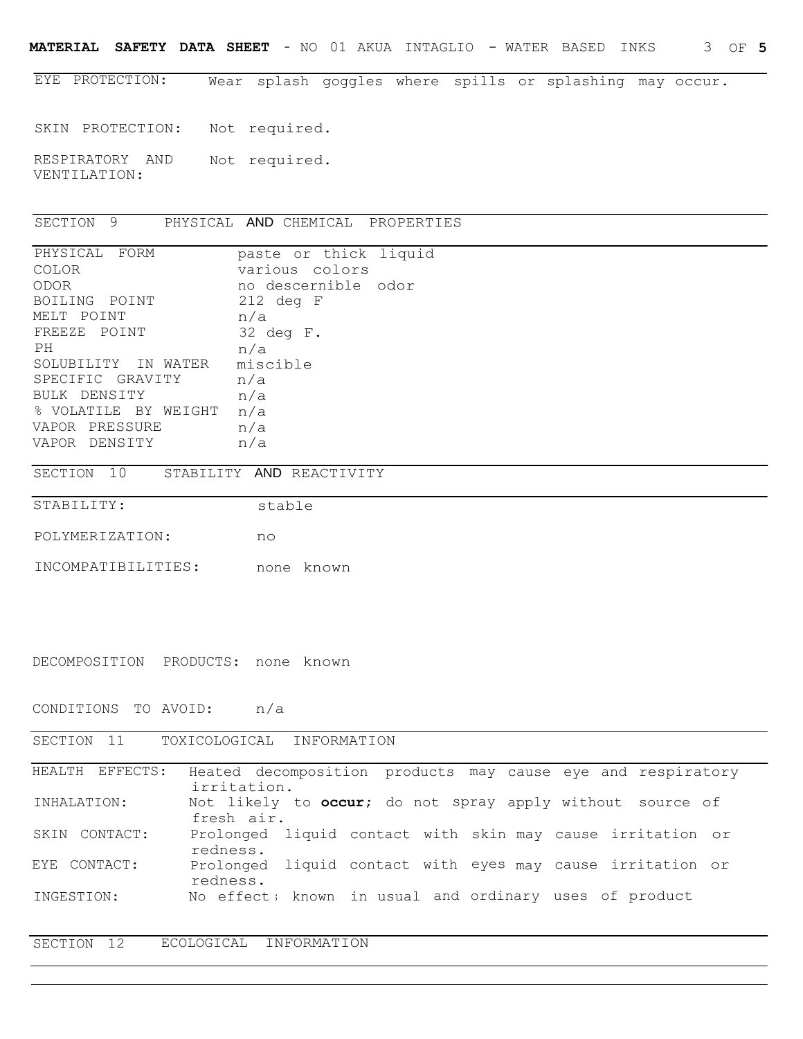| | |
|---|---|
| EYE PROTECTION: | Wear splash goggles where spills or splashing may occur. |
| SKIN PROTECTION: | Not required. |
| RESPIRATORY AND VENTILATION: | Not required. |

## SECTION 9 PHYSICAL AND CHEMICAL PROPERTIES

| | |
|---|---|
| PHYSICAL FORM | paste or thick liquid |
| COLOR | various colors |
| ODOR | no descernible odor |
| BOILING POINT | 212 deg F |
| MELT POINT | n/a |
| FREEZE POINT | 32 deg F. |
| PH | n/a |
| SOLUBILITY IN WATER | miscible |
| SPECIFIC GRAVITY | n/a |
| BULK DENSITY | n/a |
| % VOLATILE BY WEIGHT | n/a |
| VAPOR PRESSURE | n/a |
| VAPOR DENSITY | n/a |

## SECTION 10 STABILITY AND REACTIVITY

| | |
|---|---|
| STABILITY: | stable |
| POLYMERIZATION: | no |
| INCOMPATIBILITIES: | none known |

DECOMPOSITION PRODUCTS: none known

CONDITIONS TO AVOID: n/a

## SECTION 11 TOXICOLOGICAL INFORMATION

| | |
|---|---|
| HEALTH EFFECTS: | Heated decomposition products may cause eye and respiratory irritation. |
| INHALATION: | Not likely to **occur**; do not spray apply without source of fresh air. |
| SKIN CONTACT: | Prolonged liquid contact with skin may cause irritation or redness. |
| EYE CONTACT: | Prolonged liquid contact with eyes may cause irritation or redness. |
| INGESTION: | No effects known in usual and ordinary uses of product |

## SECTION 12 ECOLOGICAL INFORMATION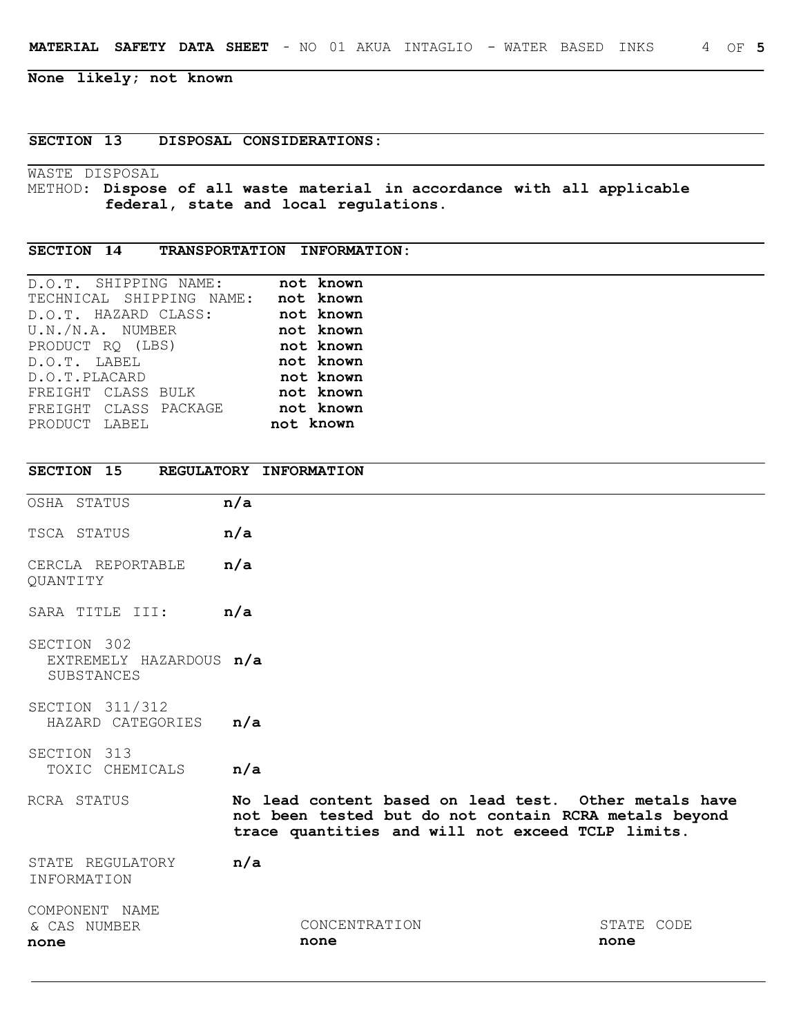**None likely; not known**

## SECTION 13 DISPOSAL CONSIDERATIONS:

WASTE DISPOSAL
METHOD: **Dispose of all waste material in accordance with all applicable federal, state and local regulations.**

## SECTION 14 TRANSPORTATION INFORMATION:

| | |
|---|---|
| D.O.T. SHIPPING NAME: | **not known** |
| TECHNICAL SHIPPING NAME: | **not known** |
| D.O.T. HAZARD CLASS: | **not known** |
| U.N./N.A. NUMBER | **not known** |
| PRODUCT RQ (LBS) | **not known** |
| D.O.T. LABEL | **not known** |
| D.O.T.PLACARD | **not known** |
| FREIGHT CLASS BULK | **not known** |
| FREIGHT CLASS PACKAGE | **not known** |
| PRODUCT LABEL | **not known** |

## SECTION 15 REGULATORY INFORMATION

| | |
|---|---|
| OSHA STATUS | **n/a** |
| TSCA STATUS | **n/a** |
| CERCLA REPORTABLE QUANTITY | **n/a** |
| SARA TITLE III: | **n/a** |
| SECTION 302 EXTREMELY HAZARDOUS SUBSTANCES | **n/a** |
| SECTION 311/312 HAZARD CATEGORIES | **n/a** |
| SECTION 313 TOXIC CHEMICALS | **n/a** |
| RCRA STATUS | **No lead content based on lead test. Other metals have not been tested but do not contain RCRA metals beyond trace quantities and will not exceed TCLP limits.** |
| STATE REGULATORY INFORMATION | **n/a** |

| COMPONENT NAME & CAS NUMBER | CONCENTRATION | STATE CODE |
|---|---|---|
| **none** | **none** | **none** |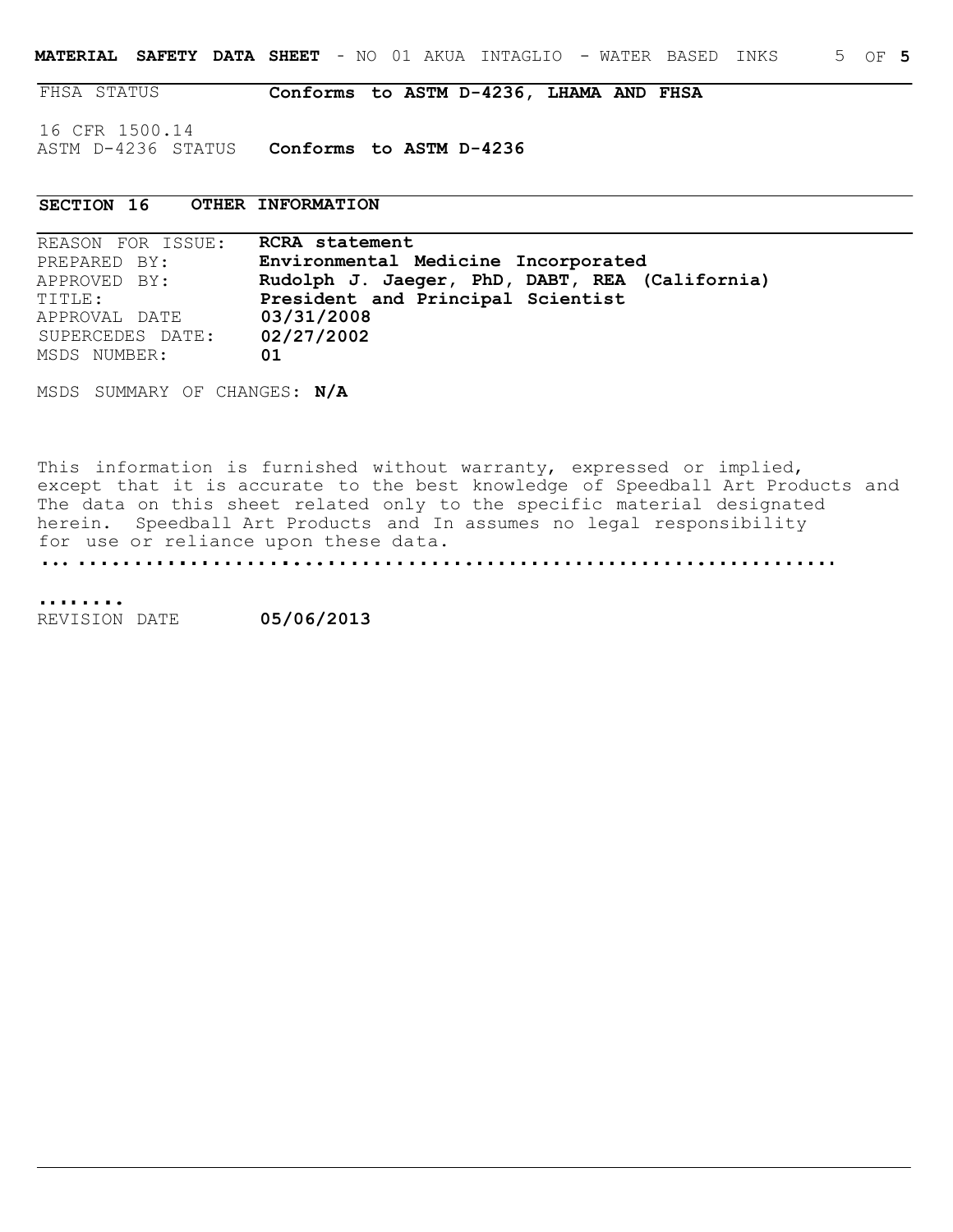| | |
|---|---|
| FHSA STATUS | **Conforms to ASTM D-4236, LHAMA AND FHSA** |
| 16 CFR 1500.14<br>ASTM D-4236 STATUS | **Conforms to ASTM D-4236** |

## SECTION 16 OTHER INFORMATION

| | |
|---|---|
| REASON FOR ISSUE: | **RCRA statement** |
| PREPARED BY: | **Environmental Medicine Incorporated** |
| APPROVED BY: | **Rudolph J. Jaeger, PhD, DABT, REA (California)** |
| TITLE: | **President and Principal Scientist** |
| APPROVAL DATE | **03/31/2008** |
| SUPERCEDES DATE: | **02/27/2002** |
| MSDS NUMBER: | **01** |

MSDS SUMMARY OF CHANGES: **N/A**

This information is furnished without warranty, expressed or implied, except that it is accurate to the best knowledge of Speedball Art Products and The data on this sheet related only to the specific material designated herein. Speedball Art Products and In assumes no legal responsibility for use or reliance upon these data.

REVISION DATE **05/06/2013**